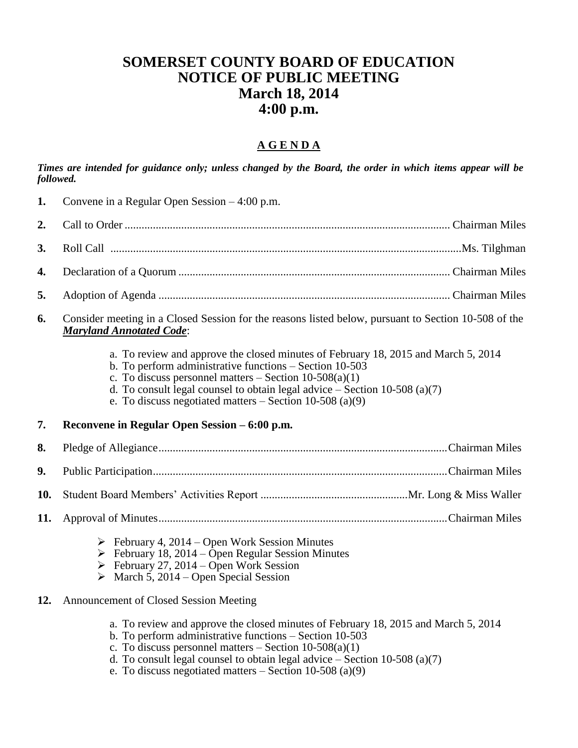# SOMERSET COUNTY BOARD OF EDUCATION
# NOTICE OF PUBLIC MEETING
# March 18, 2014
# 4:00 p.m.

## A G E N D A

***Times are intended for guidance only; unless changed by the Board, the order in which items appear will be followed.***

**1.** Convene in a Regular Open Session – 4:00 p.m.

**2.** Call to Order .................................................. Chairman Miles

**3.** Roll Call .................................................. Ms. Tilghman

**4.** Declaration of a Quorum .................................................. Chairman Miles

**5.** Adoption of Agenda .................................................. Chairman Miles

**6.** Consider meeting in a Closed Session for the reasons listed below, pursuant to Section 10-508 of the ***Maryland Annotated Code***:

   a. To review and approve the closed minutes of February 18, 2015 and March 5, 2014
   b. To perform administrative functions – Section 10-503
   c. To discuss personnel matters – Section 10-508(a)(1)
   d. To consult legal counsel to obtain legal advice – Section 10-508 (a)(7)
   e. To discuss negotiated matters – Section 10-508 (a)(9)

**7. Reconvene in Regular Open Session – 6:00 p.m.**

**8.** Pledge of Allegiance.................................................. Chairman Miles

**9.** Public Participation.................................................. Chairman Miles

**10.** Student Board Members' Activities Report .................................................. Mr. Long & Miss Waller

**11.** Approval of Minutes.................................................. Chairman Miles

- February 4, 2014 – Open Work Session Minutes
- February 18, 2014 – Open Regular Session Minutes
- February 27, 2014 – Open Work Session
- March 5, 2014 – Open Special Session

**12.** Announcement of Closed Session Meeting

   a. To review and approve the closed minutes of February 18, 2015 and March 5, 2014
   b. To perform administrative functions – Section 10-503
   c. To discuss personnel matters – Section 10-508(a)(1)
   d. To consult legal counsel to obtain legal advice – Section 10-508 (a)(7)
   e. To discuss negotiated matters – Section 10-508 (a)(9)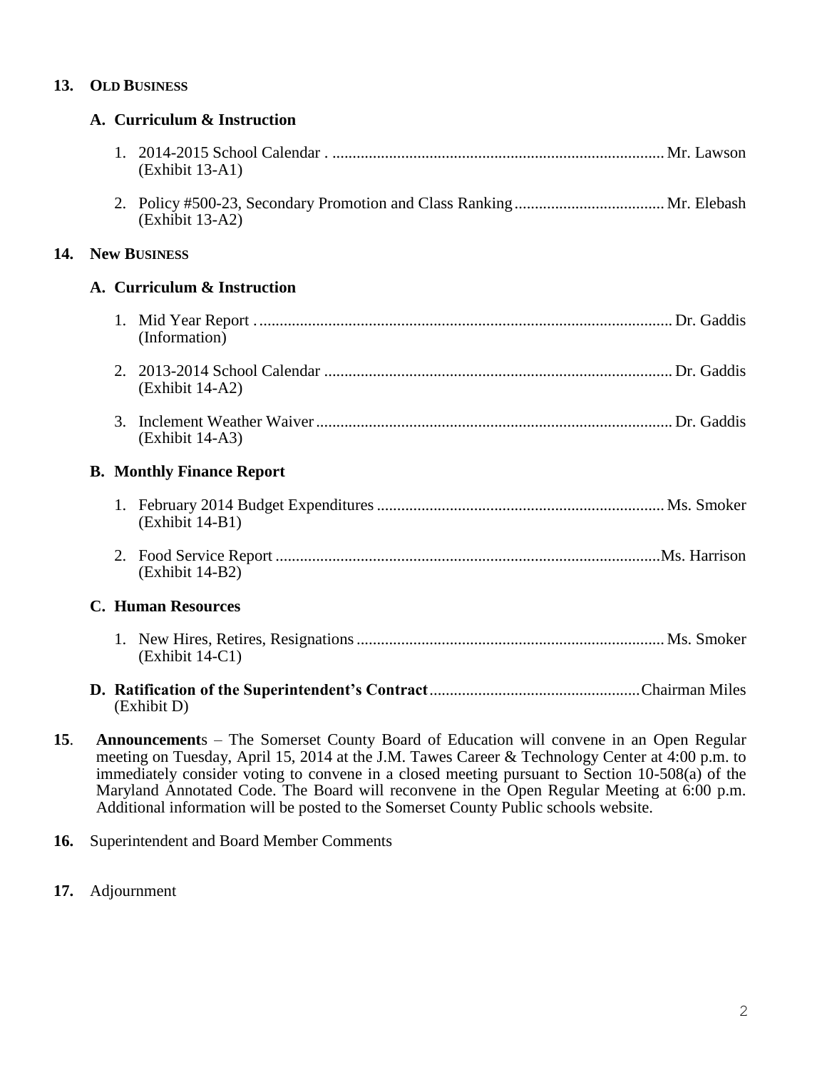**13. OLD BUSINESS**

**A. Curriculum & Instruction**

1. 2014-2015 School Calendar . ........................................................................... Mr. Lawson
   (Exhibit 13-A1)

2. Policy #500-23, Secondary Promotion and Class Ranking..................................... Mr. Elebash
   (Exhibit 13-A2)

**14. New BUSINESS**

**A. Curriculum & Instruction**

1. Mid Year Report ...................................................................................................... Dr. Gaddis
   (Information)

2. 2013-2014 School Calendar ..................................................................................... Dr. Gaddis
   (Exhibit 14-A2)

3. Inclement Weather Waiver....................................................................................... Dr. Gaddis
   (Exhibit 14-A3)

**B. Monthly Finance Report**

1. February 2014 Budget Expenditures ....................................................................... Ms. Smoker
   (Exhibit 14-B1)

2. Food Service Report ...............................................................................................Ms. Harrison
   (Exhibit 14-B2)

**C. Human Resources**

1. New Hires, Retires, Resignations ............................................................................ Ms. Smoker
   (Exhibit 14-C1)

**D. Ratification of the Superintendent's Contract**....................................................Chairman Miles
(Exhibit D)

**15.** **Announcement**s – The Somerset County Board of Education will convene in an Open Regular meeting on Tuesday, April 15, 2014 at the J.M. Tawes Career & Technology Center at 4:00 p.m. to immediately consider voting to convene in a closed meeting pursuant to Section 10-508(a) of the Maryland Annotated Code. The Board will reconvene in the Open Regular Meeting at 6:00 p.m. Additional information will be posted to the Somerset County Public schools website.

**16.** Superintendent and Board Member Comments

**17.** Adjournment